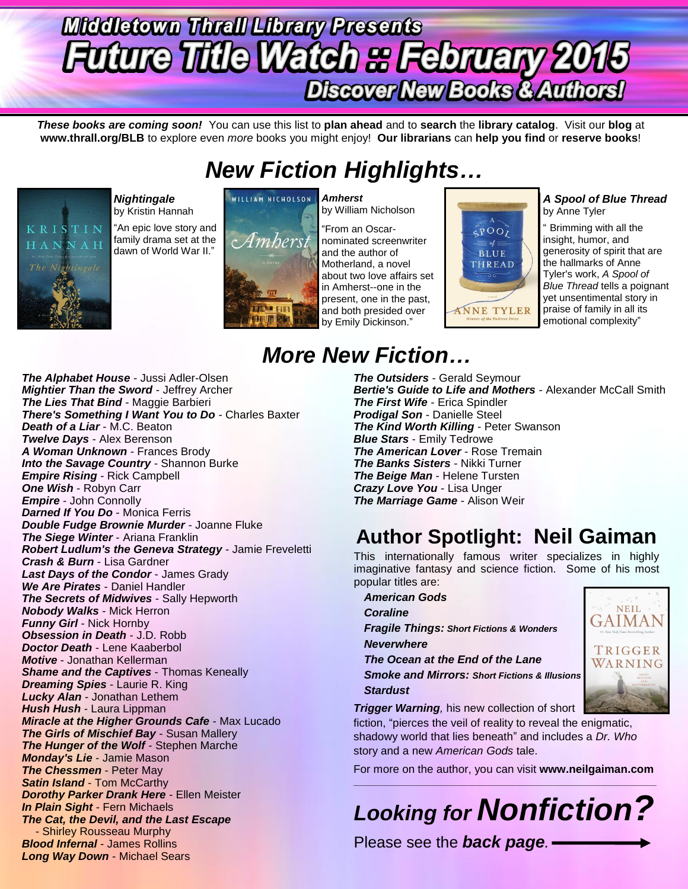# Middletown Thrall Library Presents

# Future Title Watch :: February 2015

## Discover New Books & Authors!

***These books are coming soon!*** You can use this list to **plan ahead** and to **search** the **library catalog**. Visit our **blog** at **www.thrall.org/BLB** to explore even *more* books you might enjoy! **Our librarians** can **help you find** or **reserve books**!

## *New Fiction Highlights…*

***Nightingale***
by Kristin Hannah

"An epic love story and family drama set at the dawn of World War II."

***Amherst***
by William Nicholson

"From an Oscar-nominated screenwriter and the author of Motherland, a novel about two love affairs set in Amherst--one in the present, one in the past, and both presided over by Emily Dickinson."

***A Spool of Blue Thread***
by Anne Tyler

" Brimming with all the insight, humor, and generosity of spirit that are the hallmarks of Anne Tyler's work, *A Spool of Blue Thread* tells a poignant yet unsentimental story in praise of family in all its emotional complexity"

## *More New Fiction…*

***The Alphabet House*** - Jussi Adler-Olsen
***Mightier Than the Sword*** - Jeffrey Archer
***The Lies That Bind*** - Maggie Barbieri
***There's Something I Want You to Do*** - Charles Baxter
***Death of a Liar*** - M.C. Beaton
***Twelve Days*** - Alex Berenson
***A Woman Unknown*** - Frances Brody
***Into the Savage Country*** - Shannon Burke
***Empire Rising*** - Rick Campbell
***One Wish*** - Robyn Carr
***Empire*** - John Connolly
***Darned If You Do*** - Monica Ferris
***Double Fudge Brownie Murder*** - Joanne Fluke
***The Siege Winter*** - Ariana Franklin
***Robert Ludlum's the Geneva Strategy*** - Jamie Freveletti
***Crash & Burn*** - Lisa Gardner
***Last Days of the Condor*** - James Grady
***We Are Pirates*** - Daniel Handler
***The Secrets of Midwives*** - Sally Hepworth
***Nobody Walks*** - Mick Herron
***Funny Girl*** - Nick Hornby
***Obsession in Death*** - J.D. Robb
***Doctor Death*** - Lene Kaaberbol
***Motive*** - Jonathan Kellerman
***Shame and the Captives*** - Thomas Keneally
***Dreaming Spies*** - Laurie R. King
***Lucky Alan*** - Jonathan Lethem
***Hush Hush*** - Laura Lippman
***Miracle at the Higher Grounds Cafe*** - Max Lucado
***The Girls of Mischief Bay*** - Susan Mallery
***The Hunger of the Wolf*** - Stephen Marche
***Monday's Lie*** - Jamie Mason
***The Chessmen*** - Peter May
***Satin Island*** - Tom McCarthy
***Dorothy Parker Drank Here*** - Ellen Meister
***In Plain Sight*** - Fern Michaels
***The Cat, the Devil, and the Last Escape*** - Shirley Rousseau Murphy
***Blood Infernal*** - James Rollins
***Long Way Down*** - Michael Sears
***The Outsiders*** - Gerald Seymour
***Bertie's Guide to Life and Mothers*** - Alexander McCall Smith
***The First Wife*** - Erica Spindler
***Prodigal Son*** - Danielle Steel
***The Kind Worth Killing*** - Peter Swanson
***Blue Stars*** - Emily Tedrowe
***The American Lover*** - Rose Tremain
***The Banks Sisters*** - Nikki Turner
***The Beige Man*** - Helene Tursten
***Crazy Love You*** - Lisa Unger
***The Marriage Game*** - Alison Weir

## Author Spotlight: Neil Gaiman

This internationally famous writer specializes in highly imaginative fantasy and science fiction. Some of his most popular titles are:

***American Gods***
***Coraline***
***Fragile Things: Short Fictions & Wonders***
***Neverwhere***
***The Ocean at the End of the Lane***
***Smoke and Mirrors: Short Fictions & Illusions***
***Stardust***

***Trigger Warning****,* his new collection of short fiction, "pierces the veil of reality to reveal the enigmatic, shadowy world that lies beneath" and includes a *Dr. Who* story and a new *American Gods* tale.

For more on the author, you can visit **www.neilgaiman.com**

## *Looking for Nonfiction?*

Please see the ***back page***.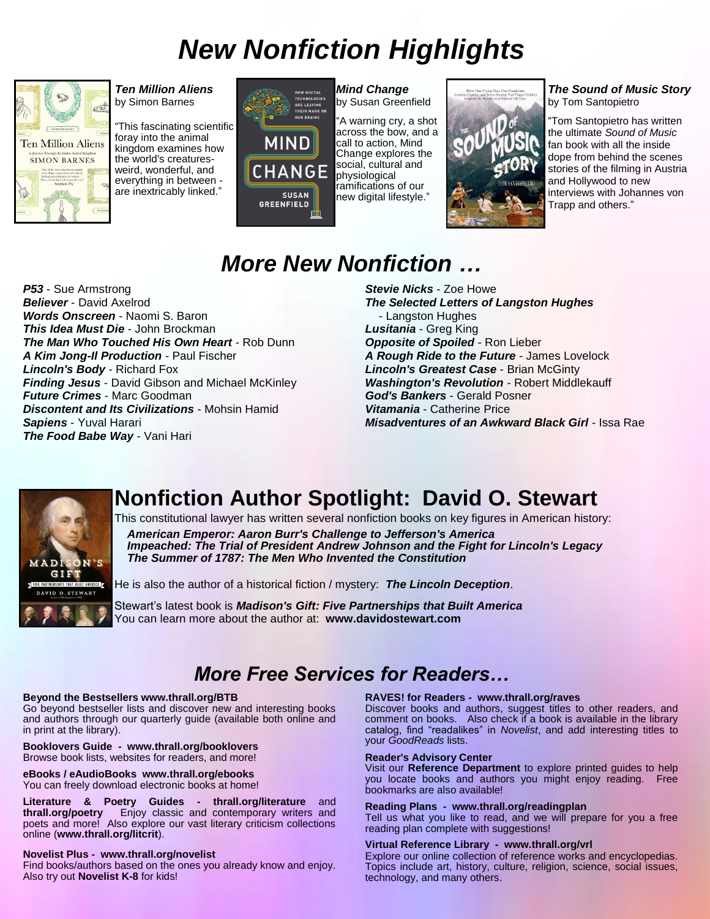# *New Nonfiction Highlights*

***Ten Million Aliens***
by Simon Barnes

"This fascinating scientific foray into the animal kingdom examines how the world's creatures- weird, wonderful, and everything in between - are inextricably linked."

***Mind Change***
by Susan Greenfield

"A warning cry, a shot across the bow, and a call to action, Mind Change explores the social, cultural and physiological ramifications of our new digital lifestyle."

***The Sound of Music Story***
by Tom Santopietro

"Tom Santopietro has written the ultimate *Sound of Music* fan book with all the inside dope from behind the scenes stories of the filming in Austria and Hollywood to new interviews with Johannes von Trapp and others."

## *More New Nonfiction …*

***P53*** - Sue Armstrong
***Believer*** - David Axelrod
***Words Onscreen*** - Naomi S. Baron
***This Idea Must Die*** - John Brockman
***The Man Who Touched His Own Heart*** - Rob Dunn
***A Kim Jong-Il Production*** - Paul Fischer
***Lincoln's Body*** - Richard Fox
***Finding Jesus*** - David Gibson and Michael McKinley
***Future Crimes*** - Marc Goodman
***Discontent and Its Civilizations*** - Mohsin Hamid
***Sapiens*** - Yuval Harari
***The Food Babe Way*** - Vani Hari
***Stevie Nicks*** - Zoe Howe
***The Selected Letters of Langston Hughes*** - Langston Hughes
***Lusitania*** - Greg King
***Opposite of Spoiled*** - Ron Lieber
***A Rough Ride to the Future*** - James Lovelock
***Lincoln's Greatest Case*** - Brian McGinty
***Washington's Revolution*** - Robert Middlekauff
***God's Bankers*** - Gerald Posner
***Vitamania*** - Catherine Price
***Misadventures of an Awkward Black Girl*** - Issa Rae

## Nonfiction Author Spotlight: David O. Stewart

This constitutional lawyer has written several nonfiction books on key figures in American history:

***American Emperor: Aaron Burr's Challenge to Jefferson's America***
***Impeached: The Trial of President Andrew Johnson and the Fight for Lincoln's Legacy***
***The Summer of 1787: The Men Who Invented the Constitution***

He is also the author of a historical fiction / mystery: ***The Lincoln Deception***.

Stewart's latest book is ***Madison's Gift: Five Partnerships that Built America***
You can learn more about the author at: **www.davidostewart.com**

## *More Free Services for Readers…*

**Beyond the Bestsellers www.thrall.org/BTB**
Go beyond bestseller lists and discover new and interesting books and authors through our quarterly guide (available both online and in print at the library).

**Booklovers Guide - www.thrall.org/booklovers**
Browse book lists, websites for readers, and more!

**eBooks / eAudioBooks www.thrall.org/ebooks**
You can freely download electronic books at home!

**Literature & Poetry Guides - thrall.org/literature** and **thrall.org/poetry** Enjoy classic and contemporary writers and poets and more! Also explore our vast literary criticism collections online (**www.thrall.org/litcrit**).

**Novelist Plus - www.thrall.org/novelist**
Find books/authors based on the ones you already know and enjoy. Also try out **Novelist K-8** for kids!

**RAVES! for Readers - www.thrall.org/raves**
Discover books and authors, suggest titles to other readers, and comment on books. Also check if a book is available in the library catalog, find "readalikes" in *Novelist*, and add interesting titles to your *GoodReads* lists.

**Reader's Advisory Center**
Visit our **Reference Department** to explore printed guides to help you locate books and authors you might enjoy reading. Free bookmarks are also available!

**Reading Plans - www.thrall.org/readingplan**
Tell us what you like to read, and we will prepare for you a free reading plan complete with suggestions!

**Virtual Reference Library - www.thrall.org/vrl**
Explore our online collection of reference works and encyclopedias. Topics include art, history, culture, religion, science, social issues, technology, and many others.